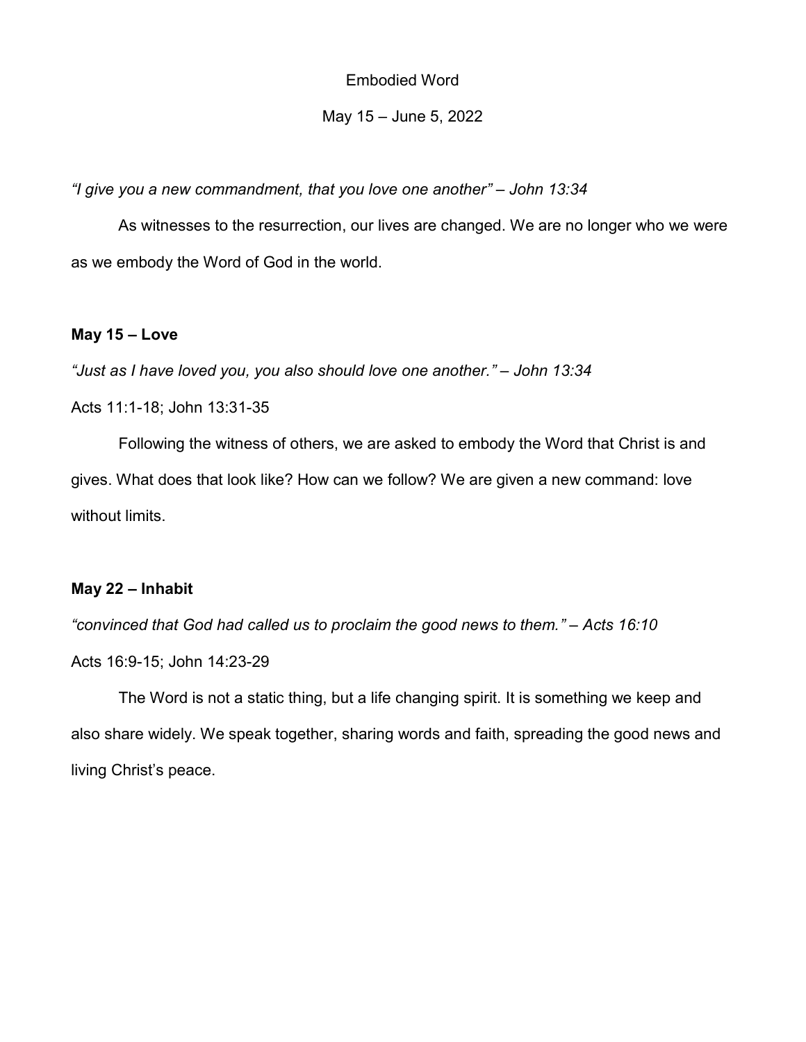# Embodied Word

May 15 – June 5, 2022

*"I give you a new commandment, that you love one another" – John 13:34*

As witnesses to the resurrection, our lives are changed. We are no longer who we were as we embody the Word of God in the world.

**May 15 – Love**

*"Just as I have loved you, you also should love one another." – John 13:34*

Acts 11:1-18; John 13:31-35

Following the witness of others, we are asked to embody the Word that Christ is and gives. What does that look like? How can we follow? We are given a new command: love without limits.

**May 22 – Inhabit**

*"convinced that God had called us to proclaim the good news to them." – Acts 16:10*

Acts 16:9-15; John 14:23-29

The Word is not a static thing, but a life changing spirit. It is something we keep and also share widely. We speak together, sharing words and faith, spreading the good news and living Christ's peace.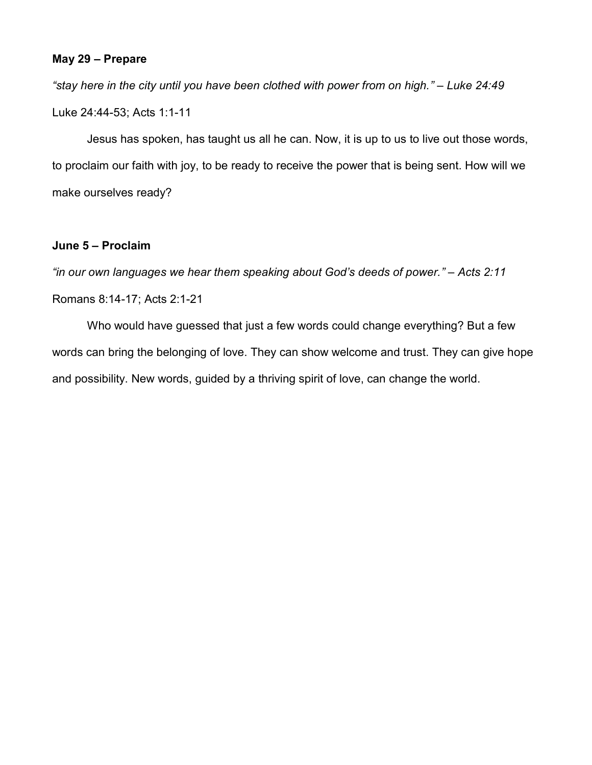**May 29 – Prepare**

*"stay here in the city until you have been clothed with power from on high." – Luke 24:49*

Luke 24:44-53; Acts 1:1-11

Jesus has spoken, has taught us all he can. Now, it is up to us to live out those words, to proclaim our faith with joy, to be ready to receive the power that is being sent. How will we make ourselves ready?

**June 5 – Proclaim**

*"in our own languages we hear them speaking about God's deeds of power." – Acts 2:11*

Romans 8:14-17; Acts 2:1-21

Who would have guessed that just a few words could change everything? But a few words can bring the belonging of love. They can show welcome and trust. They can give hope and possibility. New words, guided by a thriving spirit of love, can change the world.